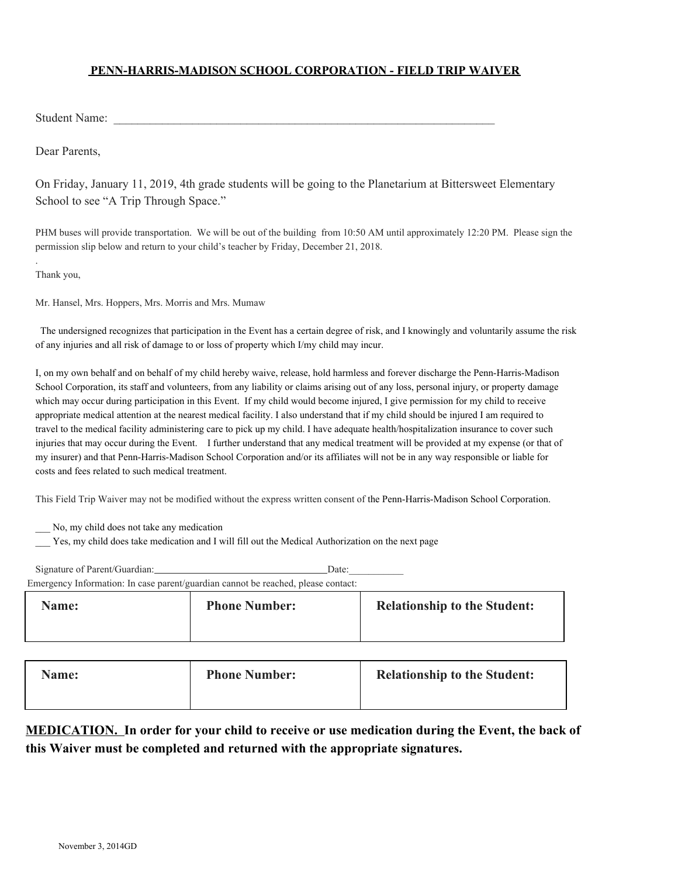**PENN-HARRIS-MADISON SCHOOL CORPORATION - FIELD TRIP WAIVER**

Student Name: ___________________________________________________________________

Dear Parents,

On Friday, January 11, 2019, 4th grade students will be going to the Planetarium at Bittersweet Elementary School to see "A Trip Through Space."

PHM buses will provide transportation. We will be out of the building from 10:50 AM until approximately 12:20 PM. Please sign the permission slip below and return to your child's teacher by Friday, December 21, 2018.

.

Thank you,

Mr. Hansel, Mrs. Hoppers, Mrs. Morris and Mrs. Mumaw

The undersigned recognizes that participation in the Event has a certain degree of risk, and I knowingly and voluntarily assume the risk of any injuries and all risk of damage to or loss of property which I/my child may incur.

I, on my own behalf and on behalf of my child hereby waive, release, hold harmless and forever discharge the Penn-Harris-Madison School Corporation, its staff and volunteers, from any liability or claims arising out of any loss, personal injury, or property damage which may occur during participation in this Event. If my child would become injured, I give permission for my child to receive appropriate medical attention at the nearest medical facility. I also understand that if my child should be injured I am required to travel to the medical facility administering care to pick up my child. I have adequate health/hospitalization insurance to cover such injuries that may occur during the Event. I further understand that any medical treatment will be provided at my expense (or that of my insurer) and that Penn-Harris-Madison School Corporation and/or its affiliates will not be in any way responsible or liable for costs and fees related to such medical treatment.

This Field Trip Waiver may not be modified without the express written consent of the Penn-Harris-Madison School Corporation.

___ No, my child does not take any medication

___ Yes, my child does take medication and I will fill out the Medical Authorization on the next page

Signature of Parent/Guardian:___________________________________Date:___________

Emergency Information: In case parent/guardian cannot be reached, please contact:

| **Name:** | **Phone Number:** | **Relationship to the Student:** |
| --- | --- | --- |
| | | |

| **Name:** | **Phone Number:** | **Relationship to the Student:** |
| --- | --- | --- |
| | | |

**MEDICATION. In order for your child to receive or use medication during the Event, the back of this Waiver must be completed and returned with the appropriate signatures.**

November 3, 2014GD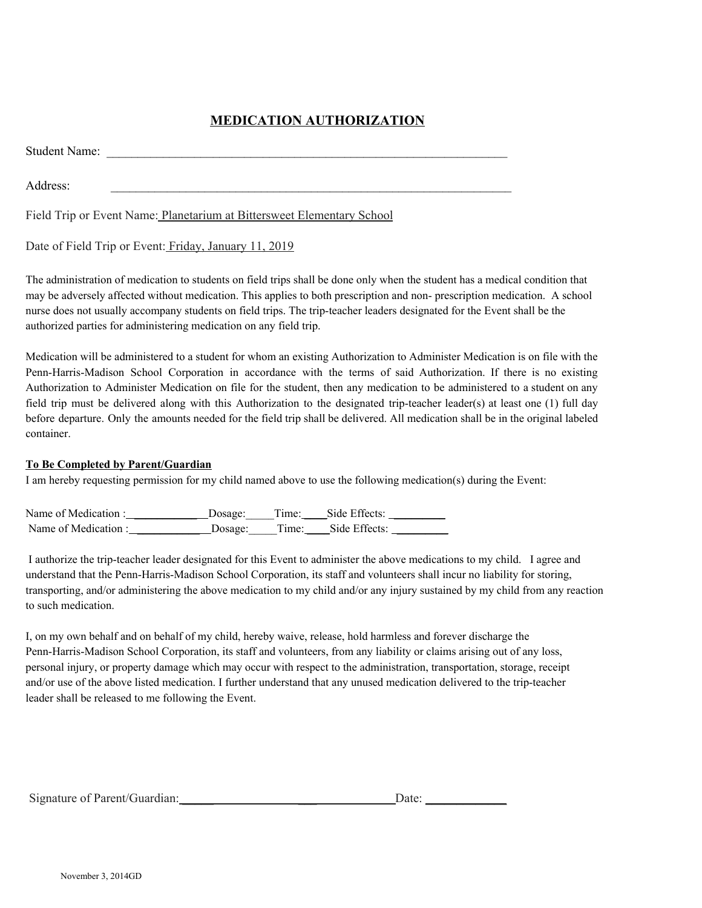# MEDICATION AUTHORIZATION

Student Name: ___________________________________________________________

Address: ___________________________________________________________

Field Trip or Event Name: Planetarium at Bittersweet Elementary School

Date of Field Trip or Event: Friday, January 11, 2019

The administration of medication to students on field trips shall be done only when the student has a medical condition that may be adversely affected without medication. This applies to both prescription and non- prescription medication. A school nurse does not usually accompany students on field trips. The trip-teacher leaders designated for the Event shall be the authorized parties for administering medication on any field trip.

Medication will be administered to a student for whom an existing Authorization to Administer Medication is on file with the Penn-Harris-Madison School Corporation in accordance with the terms of said Authorization. If there is no existing Authorization to Administer Medication on file for the student, then any medication to be administered to a student on any field trip must be delivered along with this Authorization to the designated trip-teacher leader(s) at least one (1) full day before departure. Only the amounts needed for the field trip shall be delivered. All medication shall be in the original labeled container.

**To Be Completed by Parent/Guardian**

I am hereby requesting permission for my child named above to use the following medication(s) during the Event:

Name of Medication :______________Dosage:_____Time:____Side Effects: __________
Name of Medication :______________Dosage:_____Time:____Side Effects: __________

I authorize the trip-teacher leader designated for this Event to administer the above medications to my child. I agree and understand that the Penn-Harris-Madison School Corporation, its staff and volunteers shall incur no liability for storing, transporting, and/or administering the above medication to my child and/or any injury sustained by my child from any reaction to such medication.

I, on my own behalf and on behalf of my child, hereby waive, release, hold harmless and forever discharge the Penn-Harris-Madison School Corporation, its staff and volunteers, from any liability or claims arising out of any loss, personal injury, or property damage which may occur with respect to the administration, transportation, storage, receipt and/or use of the above listed medication. I further understand that any unused medication delivered to the trip-teacher leader shall be released to me following the Event.

Signature of Parent/Guardian:_________________________________Date: _____________

November 3, 2014GD